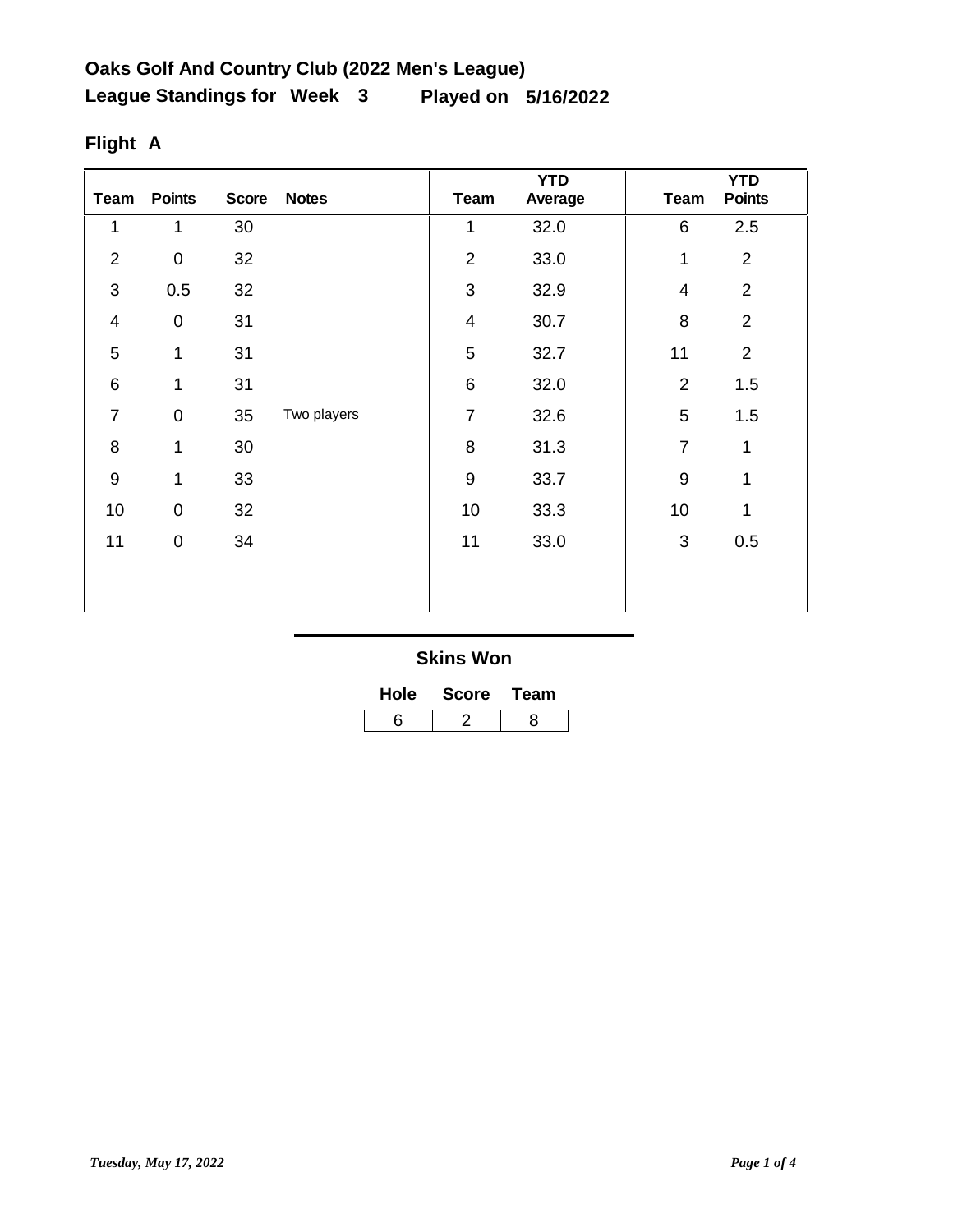## Oaks Golf And Country Club (2022 Men's League)

## League Standings for Week 3 Played on 5/16/2022

### Flight A

| Team | Points | Score | Notes | Team | YTD Average | Team | YTD Points |
|---|---|---|---|---|---|---|---|
| 1 | 1 | 30 | | 1 | 32.0 | 6 | 2.5 |
| 2 | 0 | 32 | | 2 | 33.0 | 1 | 2 |
| 3 | 0.5 | 32 | | 3 | 32.9 | 4 | 2 |
| 4 | 0 | 31 | | 4 | 30.7 | 8 | 2 |
| 5 | 1 | 31 | | 5 | 32.7 | 11 | 2 |
| 6 | 1 | 31 | | 6 | 32.0 | 2 | 1.5 |
| 7 | 0 | 35 | Two players | 7 | 32.6 | 5 | 1.5 |
| 8 | 1 | 30 | | 8 | 31.3 | 7 | 1 |
| 9 | 1 | 33 | | 9 | 33.7 | 9 | 1 |
| 10 | 0 | 32 | | 10 | 33.3 | 10 | 1 |
| 11 | 0 | 34 | | 11 | 33.0 | 3 | 0.5 |

### Skins Won

| Hole | Score | Team |
|---|---|---|
| 6 | 2 | 8 |

*Tuesday, May 17, 2022*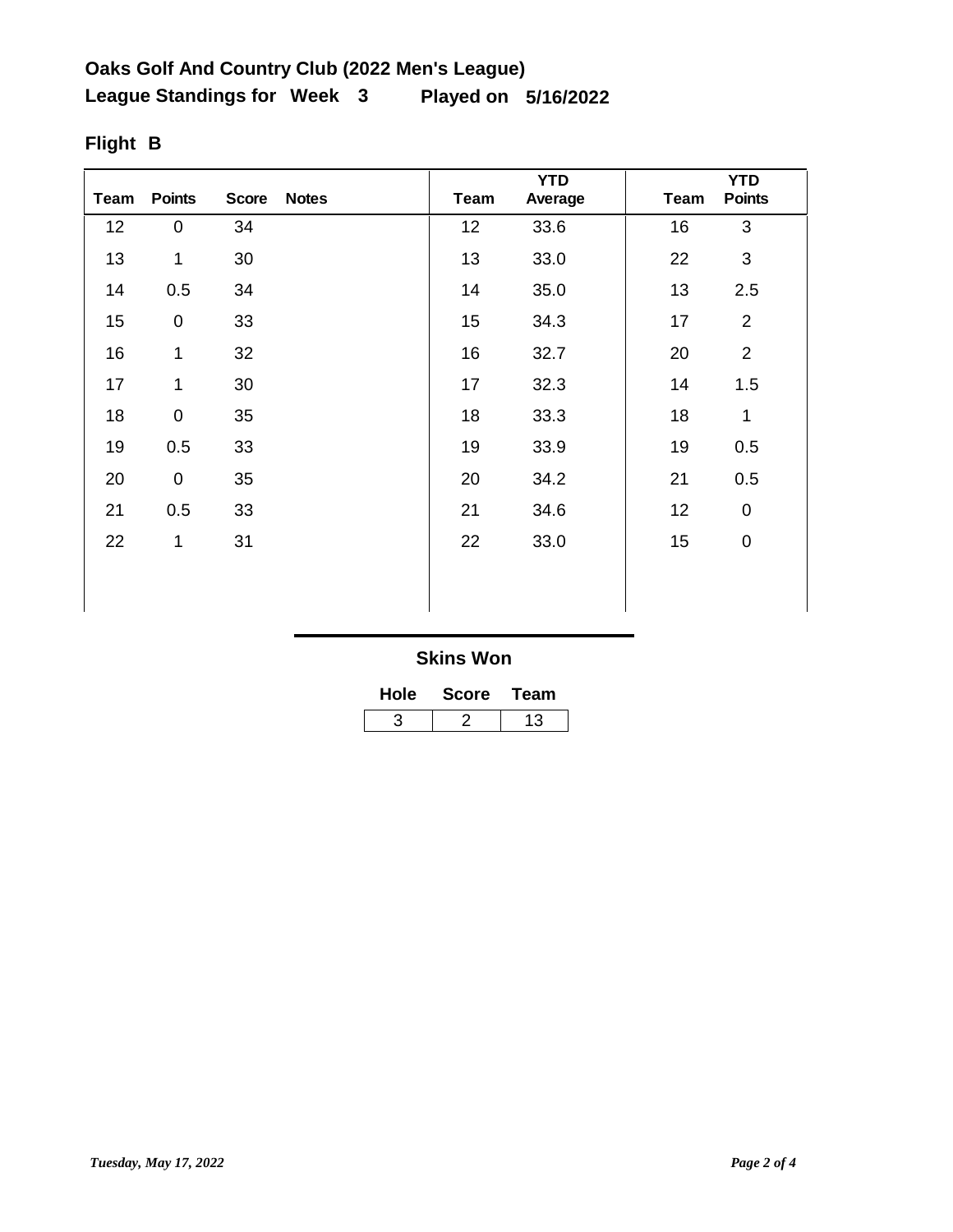**Oaks Golf And Country Club (2022 Men's League)**

**League Standings for Week 3 Played on 5/16/2022**

**Flight B**

| Team | Points | Score | Notes | Team | YTD Average | Team | YTD Points |
|---|---|---|---|---|---|---|---|
| 12 | 0 | 34 | | 12 | 33.6 | 16 | 3 |
| 13 | 1 | 30 | | 13 | 33.0 | 22 | 3 |
| 14 | 0.5 | 34 | | 14 | 35.0 | 13 | 2.5 |
| 15 | 0 | 33 | | 15 | 34.3 | 17 | 2 |
| 16 | 1 | 32 | | 16 | 32.7 | 20 | 2 |
| 17 | 1 | 30 | | 17 | 32.3 | 14 | 1.5 |
| 18 | 0 | 35 | | 18 | 33.3 | 18 | 1 |
| 19 | 0.5 | 33 | | 19 | 33.9 | 19 | 0.5 |
| 20 | 0 | 35 | | 20 | 34.2 | 21 | 0.5 |
| 21 | 0.5 | 33 | | 21 | 34.6 | 12 | 0 |
| 22 | 1 | 31 | | 22 | 33.0 | 15 | 0 |

**Skins Won**

| Hole | Score | Team |
|---|---|---|
| 3 | 2 | 13 |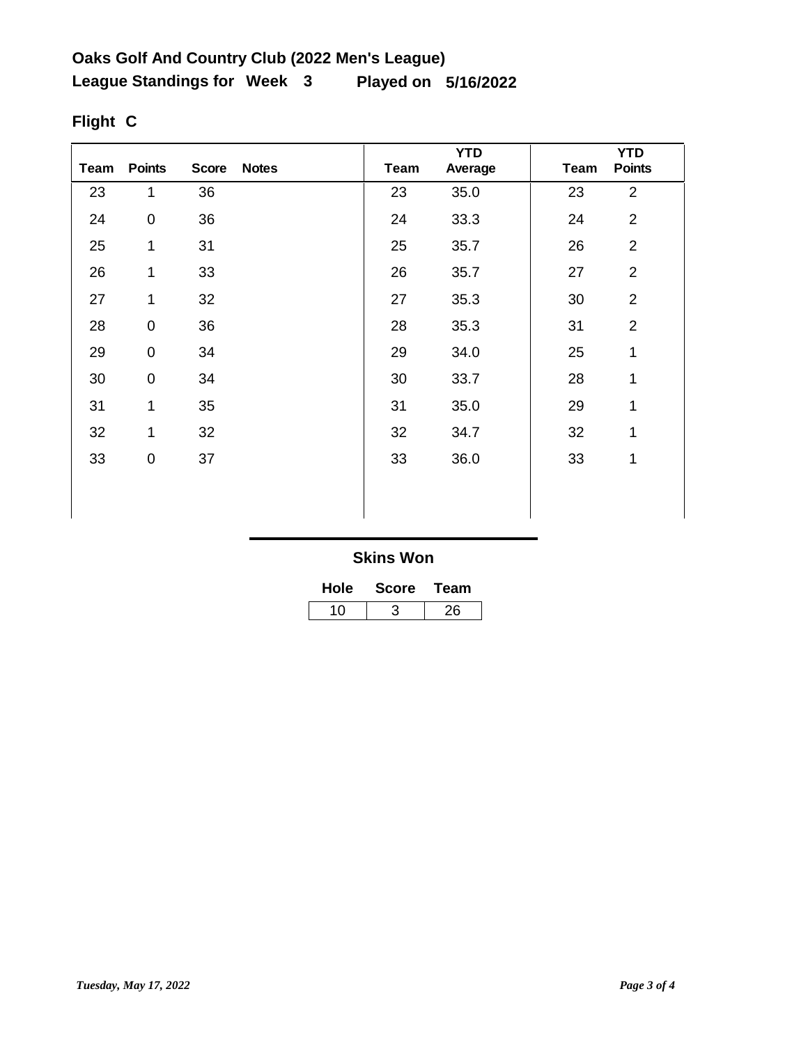## Oaks Golf And Country Club (2022 Men's League)

**League Standings for Week 3 Played on 5/16/2022**

### Flight C

| Team | Points | Score | Notes |
|---|---|---|---|
| 23 | 1 | 36 | |
| 24 | 0 | 36 | |
| 25 | 1 | 31 | |
| 26 | 1 | 33 | |
| 27 | 1 | 32 | |
| 28 | 0 | 36 | |
| 29 | 0 | 34 | |
| 30 | 0 | 34 | |
| 31 | 1 | 35 | |
| 32 | 1 | 32 | |
| 33 | 0 | 37 | |

| Team | YTD Average |
|---|---|
| 23 | 35.0 |
| 24 | 33.3 |
| 25 | 35.7 |
| 26 | 35.7 |
| 27 | 35.3 |
| 28 | 35.3 |
| 29 | 34.0 |
| 30 | 33.7 |
| 31 | 35.0 |
| 32 | 34.7 |
| 33 | 36.0 |

| Team | YTD Points |
|---|---|
| 23 | 2 |
| 24 | 2 |
| 26 | 2 |
| 27 | 2 |
| 30 | 2 |
| 31 | 2 |
| 25 | 1 |
| 28 | 1 |
| 29 | 1 |
| 32 | 1 |
| 33 | 1 |

### Skins Won

| Hole | Score | Team |
|---|---|---|
| 10 | 3 | 26 |

*Tuesday, May 17, 2022*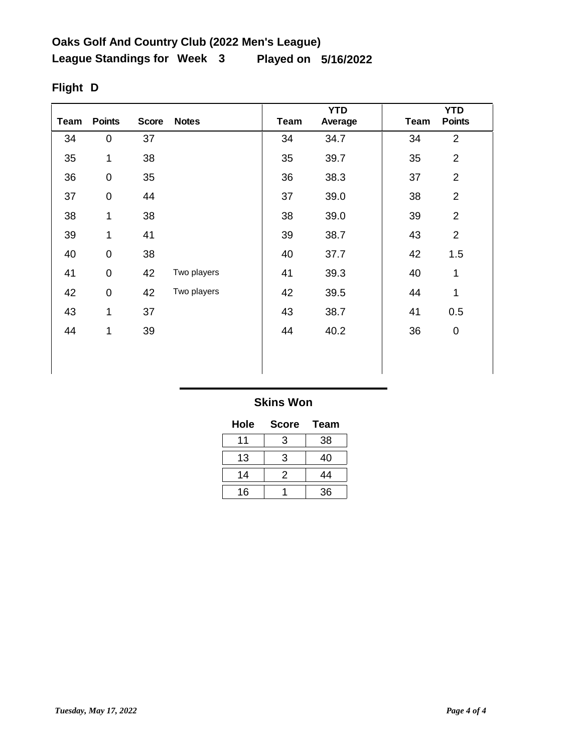**Oaks Golf And Country Club (2022 Men's League)**

**League Standings for Week 3 Played on 5/16/2022**

**Flight D**

| Team | Points | Score | Notes | Team | YTD Average | Team | YTD Points |
|---|---|---|---|---|---|---|---|
| 34 | 0 | 37 | | 34 | 34.7 | 34 | 2 |
| 35 | 1 | 38 | | 35 | 39.7 | 35 | 2 |
| 36 | 0 | 35 | | 36 | 38.3 | 37 | 2 |
| 37 | 0 | 44 | | 37 | 39.0 | 38 | 2 |
| 38 | 1 | 38 | | 38 | 39.0 | 39 | 2 |
| 39 | 1 | 41 | | 39 | 38.7 | 43 | 2 |
| 40 | 0 | 38 | | 40 | 37.7 | 42 | 1.5 |
| 41 | 0 | 42 | Two players | 41 | 39.3 | 40 | 1 |
| 42 | 0 | 42 | Two players | 42 | 39.5 | 44 | 1 |
| 43 | 1 | 37 | | 43 | 38.7 | 41 | 0.5 |
| 44 | 1 | 39 | | 44 | 40.2 | 36 | 0 |

**Skins Won**

| Hole | Score | Team |
|---|---|---|
| 11 | 3 | 38 |
| 13 | 3 | 40 |
| 14 | 2 | 44 |
| 16 | 1 | 36 |

*Tuesday, May 17, 2022*